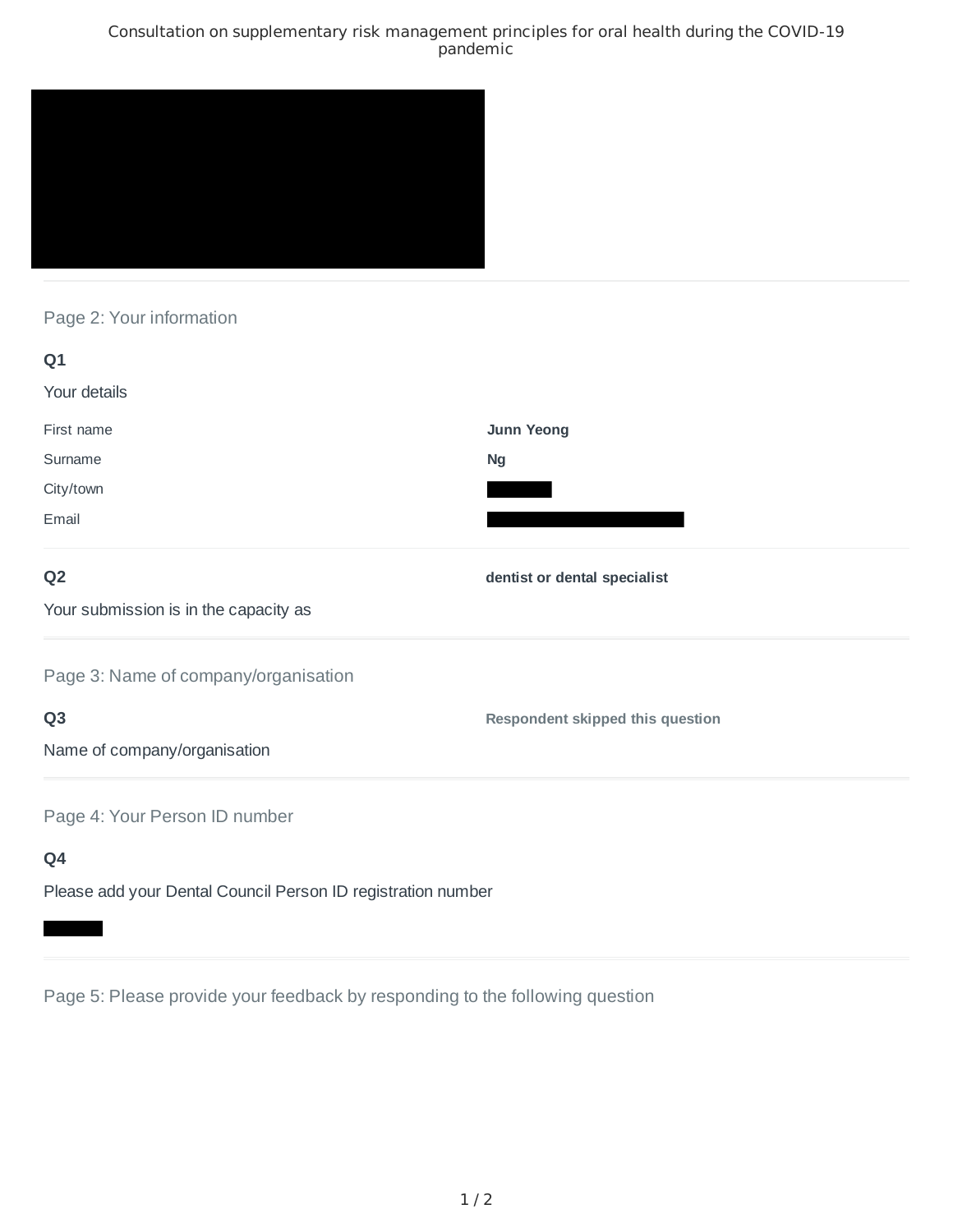# Consultation on supplementary risk management principles for oral health during the COVID-19 pandemic

## Page 2: Your information

**Q1**

Your details

| | |
|---|---|
| First name | **Junn Yeong** |
| Surname | **Ng** |
| City/town | |
| Email | |

**Q2**

Your submission is in the capacity as

**dentist or dental specialist**

## Page 3: Name of company/organisation

**Q3**

Name of company/organisation

**Respondent skipped this question**

## Page 4: Your Person ID number

**Q4**

Please add your Dental Council Person ID registration number

## Page 5: Please provide your feedback by responding to the following question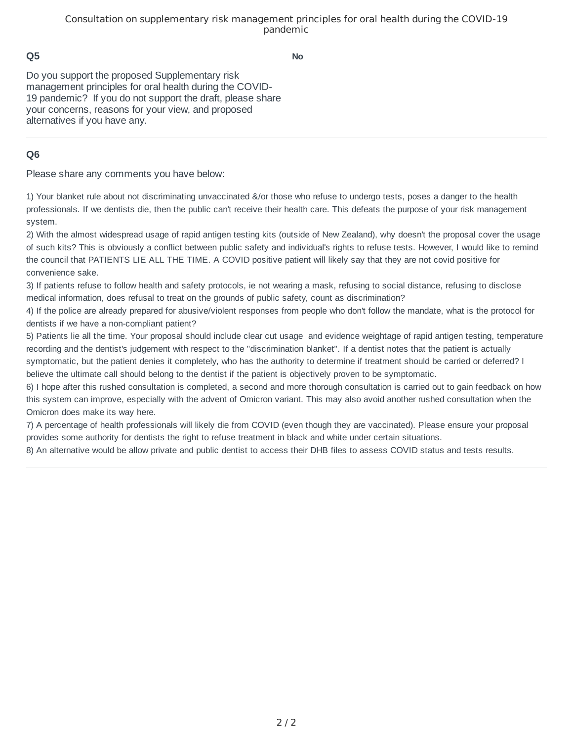### Q5

Do you support the proposed Supplementary risk management principles for oral health during the COVID-19 pandemic? If you do not support the draft, please share your concerns, reasons for your view, and proposed alternatives if you have any.

**No**

---

### Q6

Please share any comments you have below:

1) Your blanket rule about not discriminating unvaccinated &/or those who refuse to undergo tests, poses a danger to the health professionals. If we dentists die, then the public can't receive their health care. This defeats the purpose of your risk management system.
2) With the almost widespread usage of rapid antigen testing kits (outside of New Zealand), why doesn't the proposal cover the usage of such kits? This is obviously a conflict between public safety and individual's rights to refuse tests. However, I would like to remind the council that PATIENTS LIE ALL THE TIME. A COVID positive patient will likely say that they are not covid positive for convenience sake.
3) If patients refuse to follow health and safety protocols, ie not wearing a mask, refusing to social distance, refusing to disclose medical information, does refusal to treat on the grounds of public safety, count as discrimination?
4) If the police are already prepared for abusive/violent responses from people who don't follow the mandate, what is the protocol for dentists if we have a non-compliant patient?
5) Patients lie all the time. Your proposal should include clear cut usage and evidence weightage of rapid antigen testing, temperature recording and the dentist's judgement with respect to the "discrimination blanket". If a dentist notes that the patient is actually symptomatic, but the patient denies it completely, who has the authority to determine if treatment should be carried or deferred? I believe the ultimate call should belong to the dentist if the patient is objectively proven to be symptomatic.
6) I hope after this rushed consultation is completed, a second and more thorough consultation is carried out to gain feedback on how this system can improve, especially with the advent of Omicron variant. This may also avoid another rushed consultation when the Omicron does make its way here.
7) A percentage of health professionals will likely die from COVID (even though they are vaccinated). Please ensure your proposal provides some authority for dentists the right to refuse treatment in black and white under certain situations.
8) An alternative would be allow private and public dentist to access their DHB files to assess COVID status and tests results.